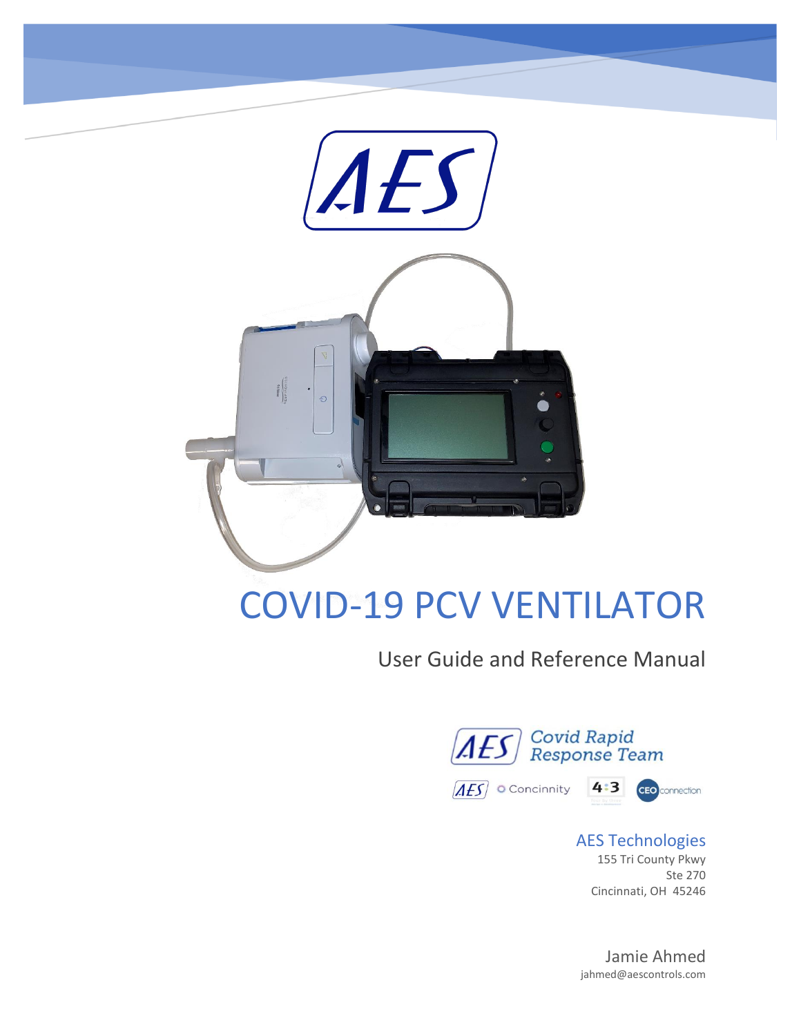# COVID-19 PCV VENTILATOR

User Guide and Reference Manual

Covid Rapid Response Team

AES Technologies
155 Tri County Pkwy
Ste 270
Cincinnati, OH 45246

Jamie Ahmed
jahmed@aescontrols.com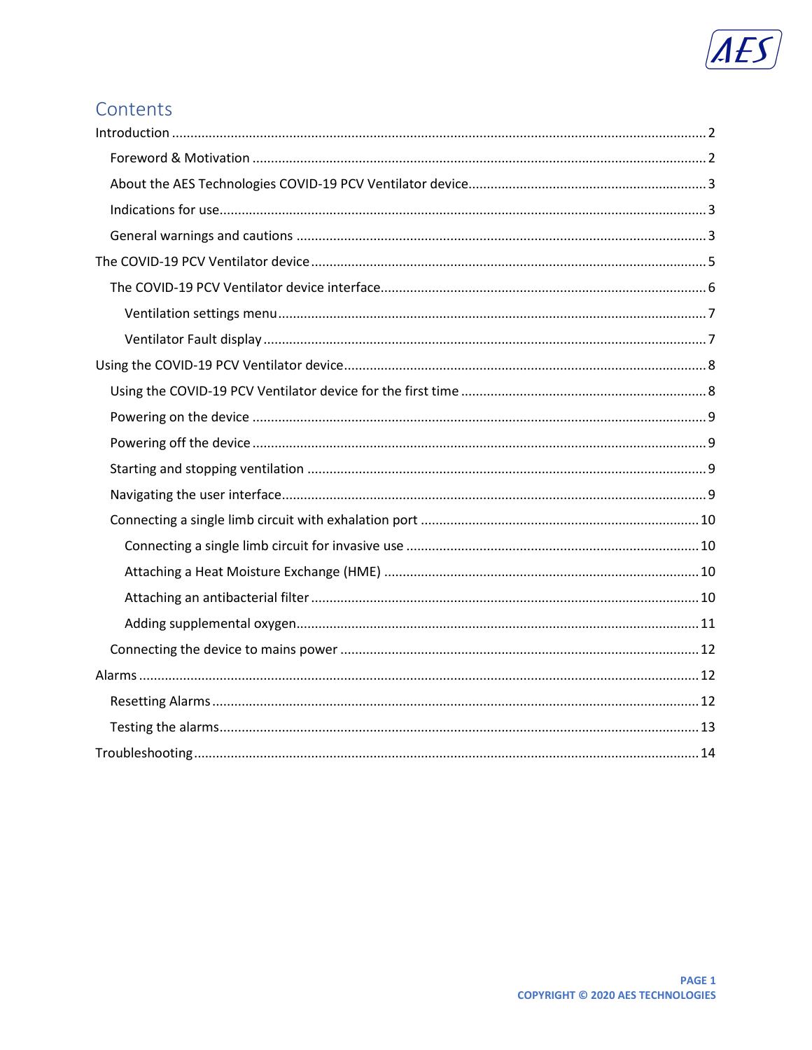# Contents

- Introduction ..... 2
  - Foreword & Motivation ..... 2
  - About the AES Technologies COVID-19 PCV Ventilator device ..... 3
  - Indications for use ..... 3
  - General warnings and cautions ..... 3
- The COVID-19 PCV Ventilator device ..... 5
  - The COVID-19 PCV Ventilator device interface ..... 6
    - Ventilation settings menu ..... 7
    - Ventilator Fault display ..... 7
- Using the COVID-19 PCV Ventilator device ..... 8
  - Using the COVID-19 PCV Ventilator device for the first time ..... 8
  - Powering on the device ..... 9
  - Powering off the device ..... 9
  - Starting and stopping ventilation ..... 9
  - Navigating the user interface ..... 9
  - Connecting a single limb circuit with exhalation port ..... 10
    - Connecting a single limb circuit for invasive use ..... 10
    - Attaching a Heat Moisture Exchange (HME) ..... 10
    - Attaching an antibacterial filter ..... 10
    - Adding supplemental oxygen ..... 11
  - Connecting the device to mains power ..... 12
- Alarms ..... 12
  - Resetting Alarms ..... 12
  - Testing the alarms ..... 13
- Troubleshooting ..... 14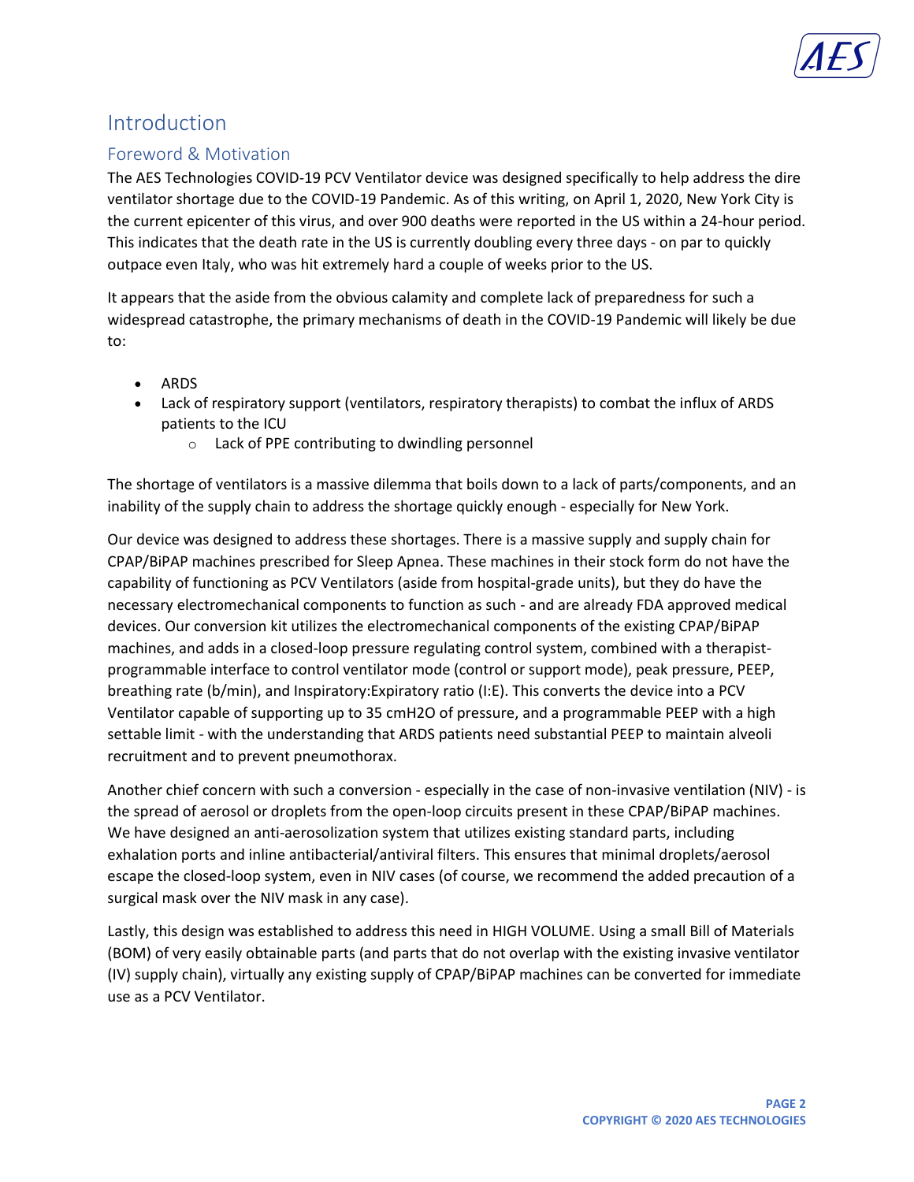# Introduction

## Foreword & Motivation

The AES Technologies COVID-19 PCV Ventilator device was designed specifically to help address the dire ventilator shortage due to the COVID-19 Pandemic. As of this writing, on April 1, 2020, New York City is the current epicenter of this virus, and over 900 deaths were reported in the US within a 24-hour period. This indicates that the death rate in the US is currently doubling every three days - on par to quickly outpace even Italy, who was hit extremely hard a couple of weeks prior to the US.

It appears that the aside from the obvious calamity and complete lack of preparedness for such a widespread catastrophe, the primary mechanisms of death in the COVID-19 Pandemic will likely be due to:

- ARDS
- Lack of respiratory support (ventilators, respiratory therapists) to combat the influx of ARDS patients to the ICU
    - Lack of PPE contributing to dwindling personnel

The shortage of ventilators is a massive dilemma that boils down to a lack of parts/components, and an inability of the supply chain to address the shortage quickly enough - especially for New York.

Our device was designed to address these shortages. There is a massive supply and supply chain for CPAP/BiPAP machines prescribed for Sleep Apnea. These machines in their stock form do not have the capability of functioning as PCV Ventilators (aside from hospital-grade units), but they do have the necessary electromechanical components to function as such - and are already FDA approved medical devices. Our conversion kit utilizes the electromechanical components of the existing CPAP/BiPAP machines, and adds in a closed-loop pressure regulating control system, combined with a therapist-programmable interface to control ventilator mode (control or support mode), peak pressure, PEEP, breathing rate (b/min), and Inspiratory:Expiratory ratio (I:E). This converts the device into a PCV Ventilator capable of supporting up to 35 cmH2O of pressure, and a programmable PEEP with a high settable limit - with the understanding that ARDS patients need substantial PEEP to maintain alveoli recruitment and to prevent pneumothorax.

Another chief concern with such a conversion - especially in the case of non-invasive ventilation (NIV) - is the spread of aerosol or droplets from the open-loop circuits present in these CPAP/BiPAP machines. We have designed an anti-aerosolization system that utilizes existing standard parts, including exhalation ports and inline antibacterial/antiviral filters. This ensures that minimal droplets/aerosol escape the closed-loop system, even in NIV cases (of course, we recommend the added precaution of a surgical mask over the NIV mask in any case).

Lastly, this design was established to address this need in HIGH VOLUME. Using a small Bill of Materials (BOM) of very easily obtainable parts (and parts that do not overlap with the existing invasive ventilator (IV) supply chain), virtually any existing supply of CPAP/BiPAP machines can be converted for immediate use as a PCV Ventilator.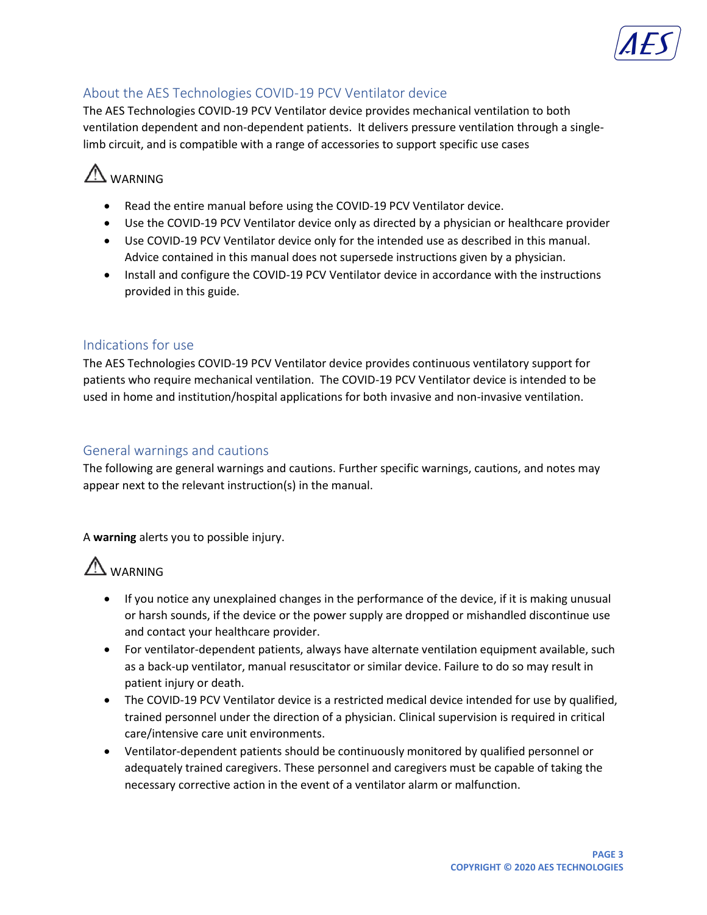## About the AES Technologies COVID-19 PCV Ventilator device

The AES Technologies COVID-19 PCV Ventilator device provides mechanical ventilation to both ventilation dependent and non-dependent patients. It delivers pressure ventilation through a single-limb circuit, and is compatible with a range of accessories to support specific use cases

⚠ WARNING

- Read the entire manual before using the COVID-19 PCV Ventilator device.
- Use the COVID-19 PCV Ventilator device only as directed by a physician or healthcare provider
- Use COVID-19 PCV Ventilator device only for the intended use as described in this manual. Advice contained in this manual does not supersede instructions given by a physician.
- Install and configure the COVID-19 PCV Ventilator device in accordance with the instructions provided in this guide.

## Indications for use

The AES Technologies COVID-19 PCV Ventilator device provides continuous ventilatory support for patients who require mechanical ventilation. The COVID-19 PCV Ventilator device is intended to be used in home and institution/hospital applications for both invasive and non-invasive ventilation.

## General warnings and cautions

The following are general warnings and cautions. Further specific warnings, cautions, and notes may appear next to the relevant instruction(s) in the manual.

A **warning** alerts you to possible injury.

⚠ WARNING

- If you notice any unexplained changes in the performance of the device, if it is making unusual or harsh sounds, if the device or the power supply are dropped or mishandled discontinue use and contact your healthcare provider.
- For ventilator-dependent patients, always have alternate ventilation equipment available, such as a back-up ventilator, manual resuscitator or similar device. Failure to do so may result in patient injury or death.
- The COVID-19 PCV Ventilator device is a restricted medical device intended for use by qualified, trained personnel under the direction of a physician. Clinical supervision is required in critical care/intensive care unit environments.
- Ventilator-dependent patients should be continuously monitored by qualified personnel or adequately trained caregivers. These personnel and caregivers must be capable of taking the necessary corrective action in the event of a ventilator alarm or malfunction.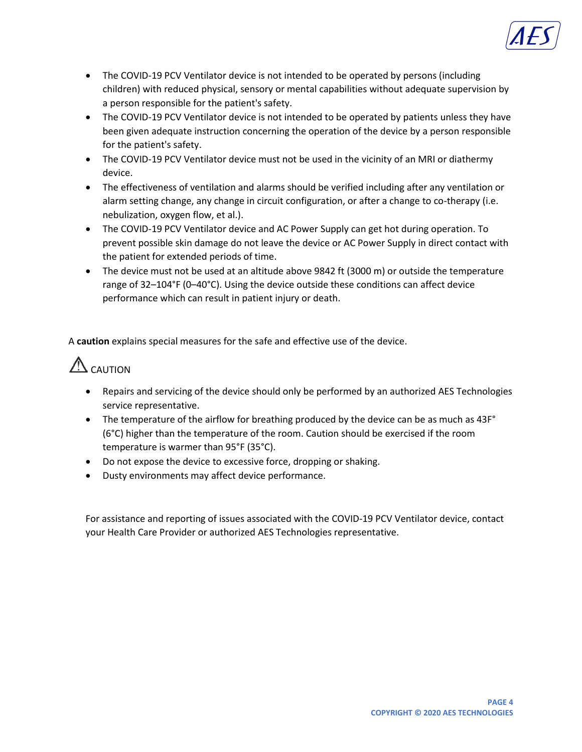- The COVID-19 PCV Ventilator device is not intended to be operated by persons (including children) with reduced physical, sensory or mental capabilities without adequate supervision by a person responsible for the patient's safety.
- The COVID-19 PCV Ventilator device is not intended to be operated by patients unless they have been given adequate instruction concerning the operation of the device by a person responsible for the patient's safety.
- The COVID-19 PCV Ventilator device must not be used in the vicinity of an MRI or diathermy device.
- The effectiveness of ventilation and alarms should be verified including after any ventilation or alarm setting change, any change in circuit configuration, or after a change to co-therapy (i.e. nebulization, oxygen flow, et al.).
- The COVID-19 PCV Ventilator device and AC Power Supply can get hot during operation. To prevent possible skin damage do not leave the device or AC Power Supply in direct contact with the patient for extended periods of time.
- The device must not be used at an altitude above 9842 ft (3000 m) or outside the temperature range of 32–104°F (0–40°C). Using the device outside these conditions can affect device performance which can result in patient injury or death.

A **caution** explains special measures for the safe and effective use of the device.

⚠ CAUTION

- Repairs and servicing of the device should only be performed by an authorized AES Technologies service representative.
- The temperature of the airflow for breathing produced by the device can be as much as 43F° (6°C) higher than the temperature of the room. Caution should be exercised if the room temperature is warmer than 95°F (35°C).
- Do not expose the device to excessive force, dropping or shaking.
- Dusty environments may affect device performance.

For assistance and reporting of issues associated with the COVID-19 PCV Ventilator device, contact your Health Care Provider or authorized AES Technologies representative.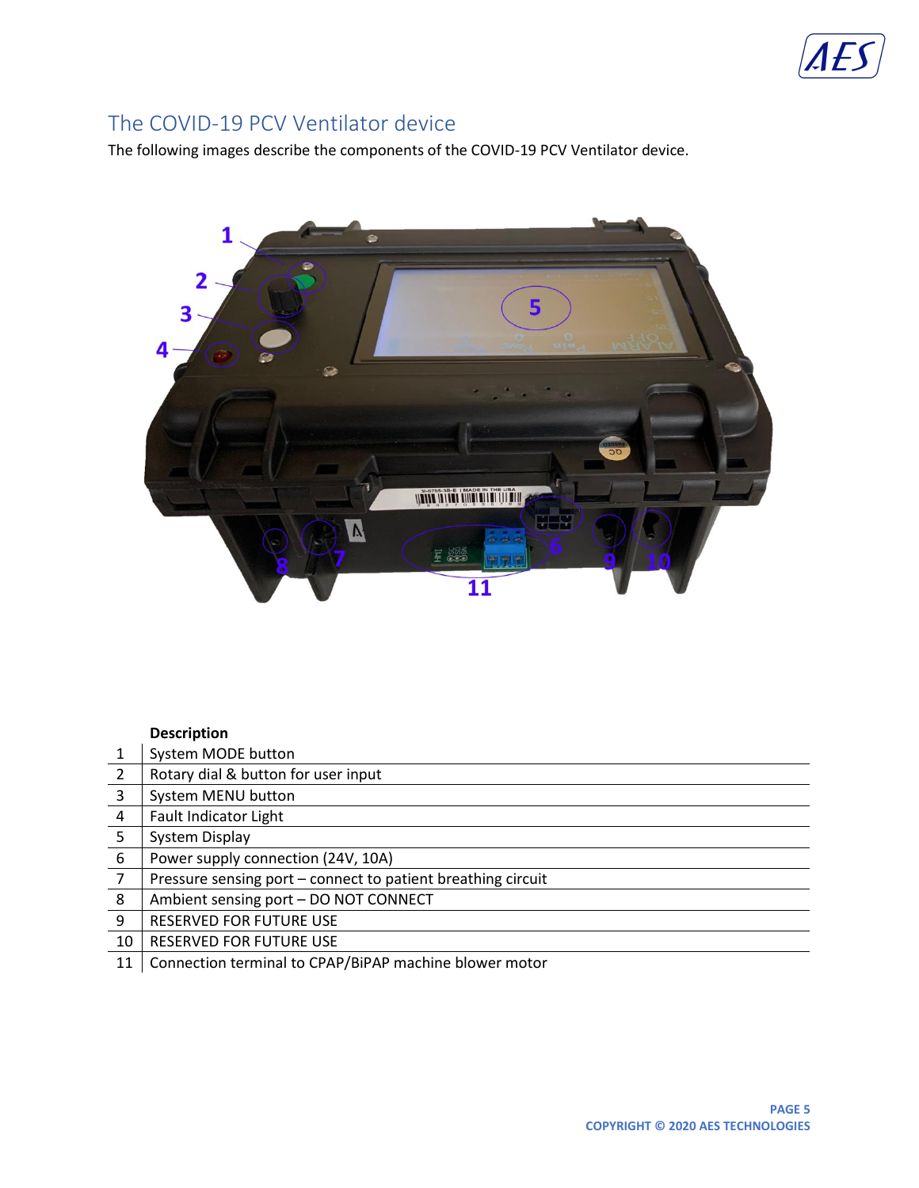## The COVID-19 PCV Ventilator device

The following images describe the components of the COVID-19 PCV Ventilator device.

| | Description |
|---|---|
| 1 | System MODE button |
| 2 | Rotary dial & button for user input |
| 3 | System MENU button |
| 4 | Fault Indicator Light |
| 5 | System Display |
| 6 | Power supply connection (24V, 10A) |
| 7 | Pressure sensing port – connect to patient breathing circuit |
| 8 | Ambient sensing port – DO NOT CONNECT |
| 9 | RESERVED FOR FUTURE USE |
| 10 | RESERVED FOR FUTURE USE |
| 11 | Connection terminal to CPAP/BiPAP machine blower motor |

COPYRIGHT © 2020 AES TECHNOLOGIES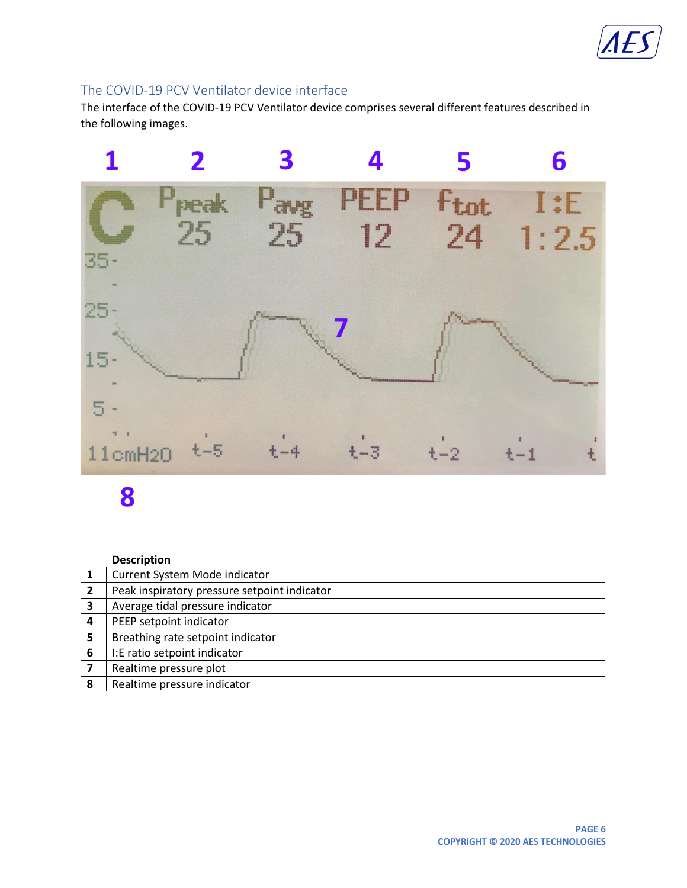## The COVID-19 PCV Ventilator device interface

The interface of the COVID-19 PCV Ventilator device comprises several different features described in the following images.

1 2 3 4 5 6

C
Ppeak 25
Pavg 25
PEEP 12
ftot 24
I:E 1:2.5

35-
25-
15-
5 -

7

11cmH2O t-5 t-4 t-3 t-2 t-1 t

8

| | Description |
|---|---|
| 1 | Current System Mode indicator |
| 2 | Peak inspiratory pressure setpoint indicator |
| 3 | Average tidal pressure indicator |
| 4 | PEEP setpoint indicator |
| 5 | Breathing rate setpoint indicator |
| 6 | I:E ratio setpoint indicator |
| 7 | Realtime pressure plot |
| 8 | Realtime pressure indicator |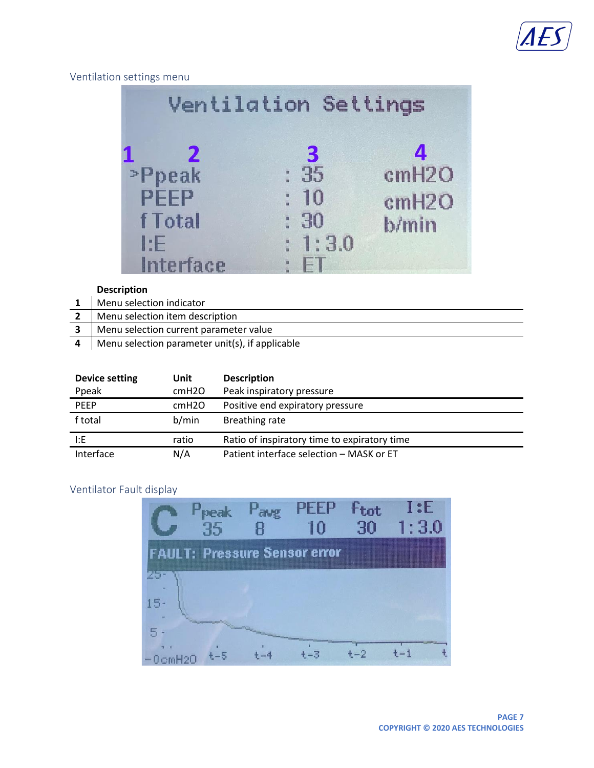## Ventilation settings menu

| | Description |
|---|---|
| **1** | Menu selection indicator |
| **2** | Menu selection item description |
| **3** | Menu selection current parameter value |
| **4** | Menu selection parameter unit(s), if applicable |

| Device setting | Unit | Description |
|---|---|---|
| Ppeak | cmH2O | Peak inspiratory pressure |
| PEEP | cmH2O | Positive end expiratory pressure |
| f total | b/min | Breathing rate |
| I:E | ratio | Ratio of inspiratory time to expiratory time |
| Interface | N/A | Patient interface selection – MASK or ET |

## Ventilator Fault display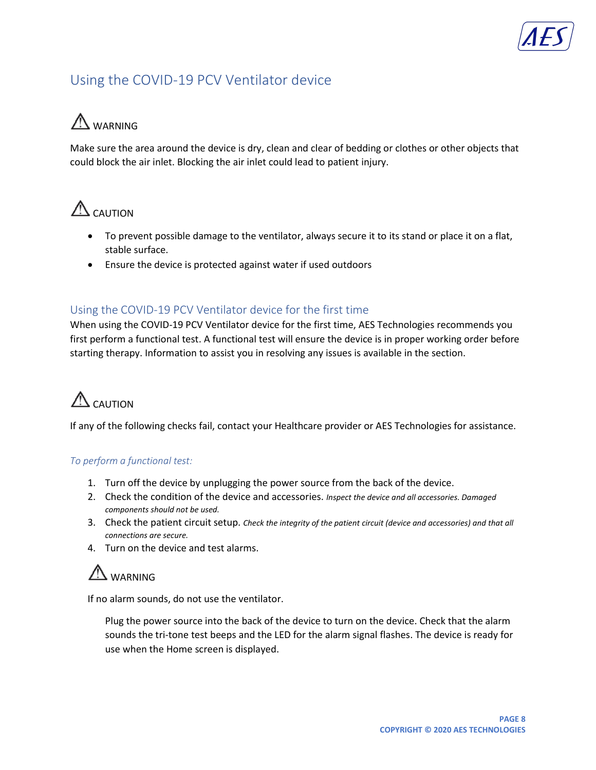## Using the COVID-19 PCV Ventilator device

⚠ WARNING

Make sure the area around the device is dry, clean and clear of bedding or clothes or other objects that could block the air inlet. Blocking the air inlet could lead to patient injury.

⚠ CAUTION

- To prevent possible damage to the ventilator, always secure it to its stand or place it on a flat, stable surface.
- Ensure the device is protected against water if used outdoors

### Using the COVID-19 PCV Ventilator device for the first time

When using the COVID-19 PCV Ventilator device for the first time, AES Technologies recommends you first perform a functional test. A functional test will ensure the device is in proper working order before starting therapy. Information to assist you in resolving any issues is available in the section.

⚠ CAUTION

If any of the following checks fail, contact your Healthcare provider or AES Technologies for assistance.

*To perform a functional test:*

1. Turn off the device by unplugging the power source from the back of the device.
2. Check the condition of the device and accessories. *Inspect the device and all accessories. Damaged components should not be used.*
3. Check the patient circuit setup. *Check the integrity of the patient circuit (device and accessories) and that all connections are secure.*
4. Turn on the device and test alarms.

⚠ WARNING

If no alarm sounds, do not use the ventilator.

Plug the power source into the back of the device to turn on the device. Check that the alarm sounds the tri-tone test beeps and the LED for the alarm signal flashes. The device is ready for use when the Home screen is displayed.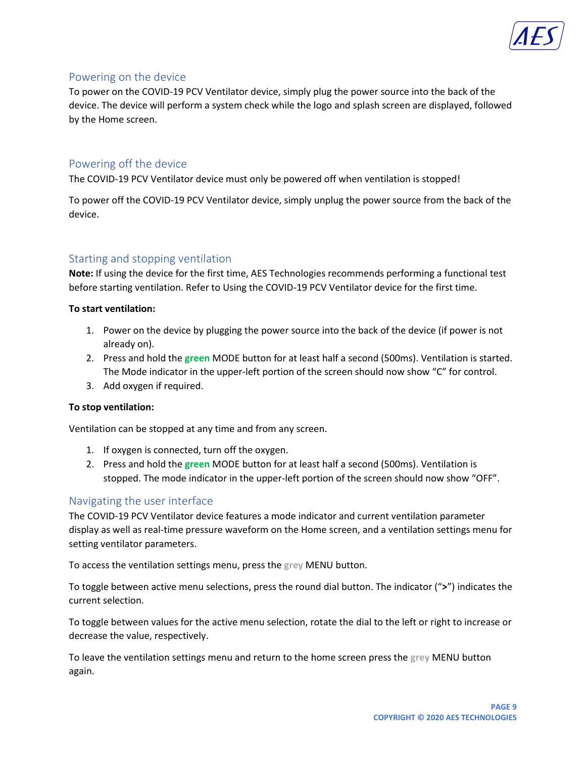## Powering on the device

To power on the COVID-19 PCV Ventilator device, simply plug the power source into the back of the device. The device will perform a system check while the logo and splash screen are displayed, followed by the Home screen.

## Powering off the device

The COVID-19 PCV Ventilator device must only be powered off when ventilation is stopped!

To power off the COVID-19 PCV Ventilator device, simply unplug the power source from the back of the device.

## Starting and stopping ventilation

**Note:** If using the device for the first time, AES Technologies recommends performing a functional test before starting ventilation. Refer to Using the COVID-19 PCV Ventilator device for the first time.

**To start ventilation:**

1. Power on the device by plugging the power source into the back of the device (if power is not already on).
2. Press and hold the **green** MODE button for at least half a second (500ms). Ventilation is started. The Mode indicator in the upper-left portion of the screen should now show "C" for control.
3. Add oxygen if required.

**To stop ventilation:**

Ventilation can be stopped at any time and from any screen.

1. If oxygen is connected, turn off the oxygen.
2. Press and hold the **green** MODE button for at least half a second (500ms). Ventilation is stopped. The mode indicator in the upper-left portion of the screen should now show "OFF".

## Navigating the user interface

The COVID-19 PCV Ventilator device features a mode indicator and current ventilation parameter display as well as real-time pressure waveform on the Home screen, and a ventilation settings menu for setting ventilator parameters.

To access the ventilation settings menu, press the **grey** MENU button.

To toggle between active menu selections, press the round dial button. The indicator ("**>**") indicates the current selection.

To toggle between values for the active menu selection, rotate the dial to the left or right to increase or decrease the value, respectively.

To leave the ventilation settings menu and return to the home screen press the **grey** MENU button again.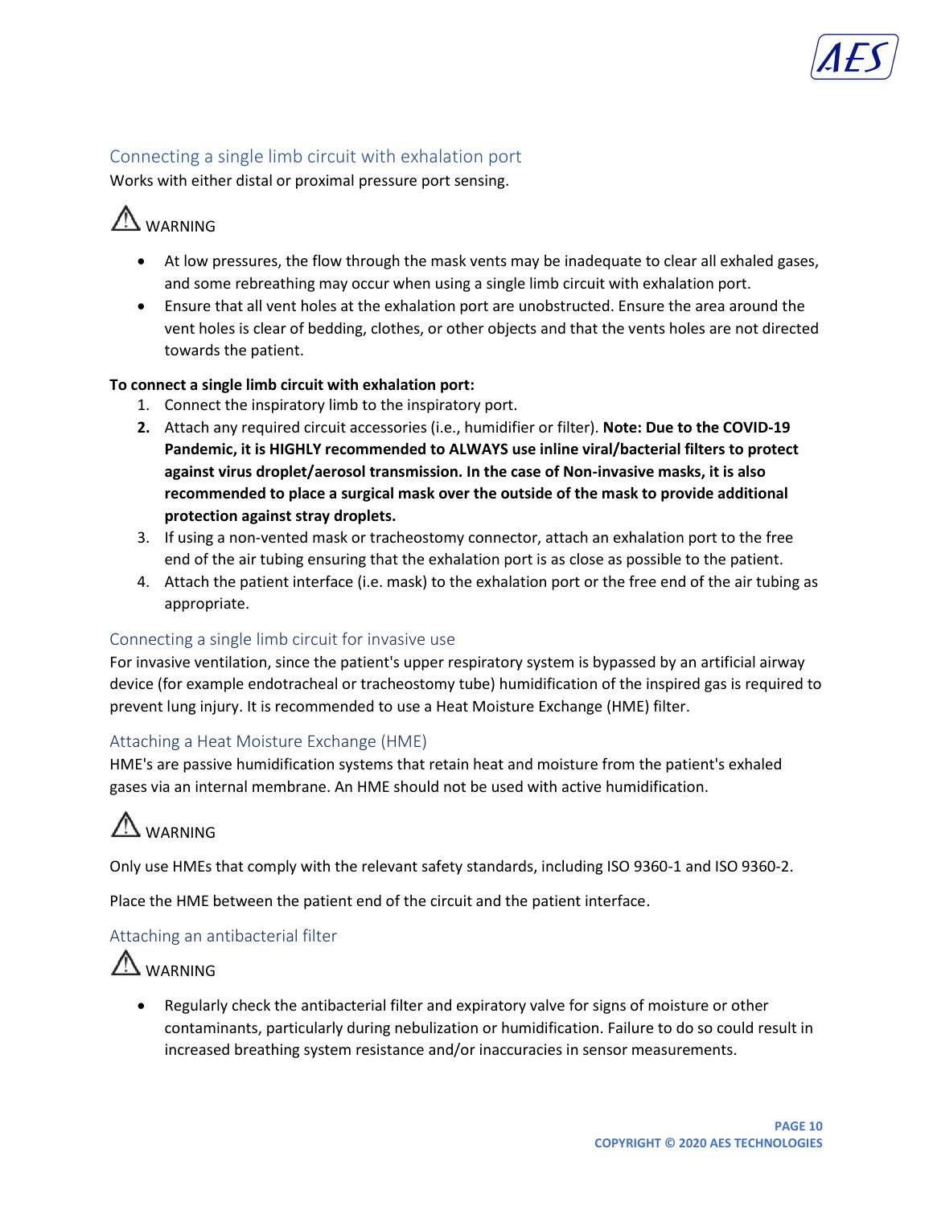## Connecting a single limb circuit with exhalation port

Works with either distal or proximal pressure port sensing.

⚠ WARNING

- At low pressures, the flow through the mask vents may be inadequate to clear all exhaled gases, and some rebreathing may occur when using a single limb circuit with exhalation port.
- Ensure that all vent holes at the exhalation port are unobstructed. Ensure the area around the vent holes is clear of bedding, clothes, or other objects and that the vents holes are not directed towards the patient.

**To connect a single limb circuit with exhalation port:**

1. Connect the inspiratory limb to the inspiratory port.
2. Attach any required circuit accessories (i.e., humidifier or filter). **Note: Due to the COVID-19 Pandemic, it is HIGHLY recommended to ALWAYS use inline viral/bacterial filters to protect against virus droplet/aerosol transmission. In the case of Non-invasive masks, it is also recommended to place a surgical mask over the outside of the mask to provide additional protection against stray droplets.**
3. If using a non-vented mask or tracheostomy connector, attach an exhalation port to the free end of the air tubing ensuring that the exhalation port is as close as possible to the patient.
4. Attach the patient interface (i.e. mask) to the exhalation port or the free end of the air tubing as appropriate.

## Connecting a single limb circuit for invasive use

For invasive ventilation, since the patient's upper respiratory system is bypassed by an artificial airway device (for example endotracheal or tracheostomy tube) humidification of the inspired gas is required to prevent lung injury. It is recommended to use a Heat Moisture Exchange (HME) filter.

## Attaching a Heat Moisture Exchange (HME)

HME's are passive humidification systems that retain heat and moisture from the patient's exhaled gases via an internal membrane. An HME should not be used with active humidification.

⚠ WARNING

Only use HMEs that comply with the relevant safety standards, including ISO 9360-1 and ISO 9360-2.

Place the HME between the patient end of the circuit and the patient interface.

## Attaching an antibacterial filter

⚠ WARNING

- Regularly check the antibacterial filter and expiratory valve for signs of moisture or other contaminants, particularly during nebulization or humidification. Failure to do so could result in increased breathing system resistance and/or inaccuracies in sensor measurements.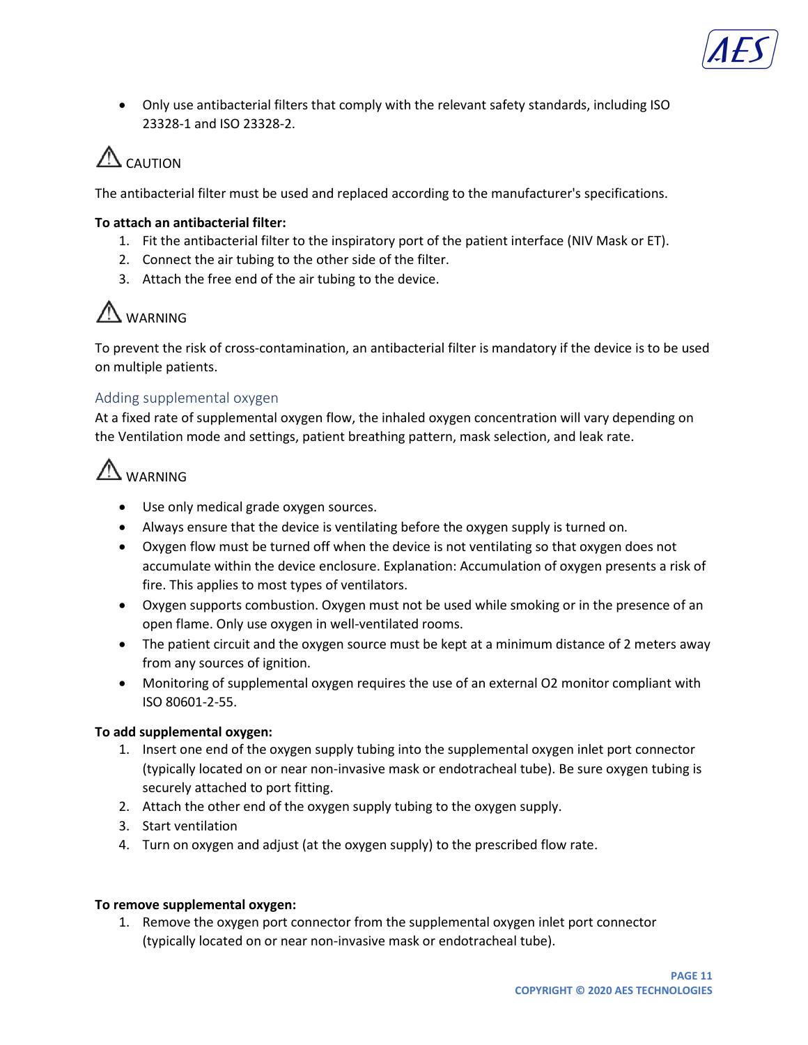- Only use antibacterial filters that comply with the relevant safety standards, including ISO 23328-1 and ISO 23328-2.

⚠ CAUTION

The antibacterial filter must be used and replaced according to the manufacturer's specifications.

**To attach an antibacterial filter:**

1. Fit the antibacterial filter to the inspiratory port of the patient interface (NIV Mask or ET).
2. Connect the air tubing to the other side of the filter.
3. Attach the free end of the air tubing to the device.

⚠ WARNING

To prevent the risk of cross-contamination, an antibacterial filter is mandatory if the device is to be used on multiple patients.

## Adding supplemental oxygen

At a fixed rate of supplemental oxygen flow, the inhaled oxygen concentration will vary depending on the Ventilation mode and settings, patient breathing pattern, mask selection, and leak rate.

⚠ WARNING

- Use only medical grade oxygen sources.
- Always ensure that the device is ventilating before the oxygen supply is turned on.
- Oxygen flow must be turned off when the device is not ventilating so that oxygen does not accumulate within the device enclosure. Explanation: Accumulation of oxygen presents a risk of fire. This applies to most types of ventilators.
- Oxygen supports combustion. Oxygen must not be used while smoking or in the presence of an open flame. Only use oxygen in well-ventilated rooms.
- The patient circuit and the oxygen source must be kept at a minimum distance of 2 meters away from any sources of ignition.
- Monitoring of supplemental oxygen requires the use of an external O2 monitor compliant with ISO 80601-2-55.

**To add supplemental oxygen:**

1. Insert one end of the oxygen supply tubing into the supplemental oxygen inlet port connector (typically located on or near non-invasive mask or endotracheal tube). Be sure oxygen tubing is securely attached to port fitting.
2. Attach the other end of the oxygen supply tubing to the oxygen supply.
3. Start ventilation
4. Turn on oxygen and adjust (at the oxygen supply) to the prescribed flow rate.

**To remove supplemental oxygen:**

1. Remove the oxygen port connector from the supplemental oxygen inlet port connector (typically located on or near non-invasive mask or endotracheal tube).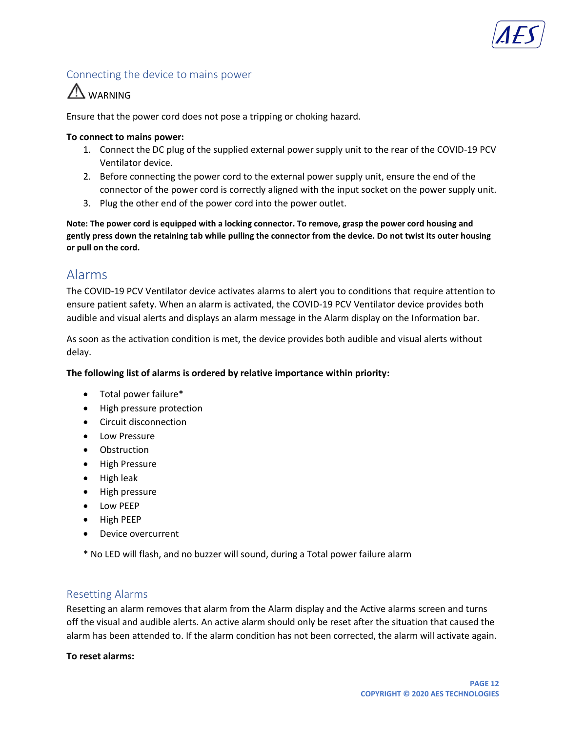### Connecting the device to mains power

⚠ WARNING

Ensure that the power cord does not pose a tripping or choking hazard.

**To connect to mains power:**

1. Connect the DC plug of the supplied external power supply unit to the rear of the COVID-19 PCV Ventilator device.
2. Before connecting the power cord to the external power supply unit, ensure the end of the connector of the power cord is correctly aligned with the input socket on the power supply unit.
3. Plug the other end of the power cord into the power outlet.

**Note: The power cord is equipped with a locking connector. To remove, grasp the power cord housing and gently press down the retaining tab while pulling the connector from the device. Do not twist its outer housing or pull on the cord.**

## Alarms

The COVID-19 PCV Ventilator device activates alarms to alert you to conditions that require attention to ensure patient safety. When an alarm is activated, the COVID-19 PCV Ventilator device provides both audible and visual alerts and displays an alarm message in the Alarm display on the Information bar.

As soon as the activation condition is met, the device provides both audible and visual alerts without delay.

**The following list of alarms is ordered by relative importance within priority:**

- Total power failure*
- High pressure protection
- Circuit disconnection
- Low Pressure
- Obstruction
- High Pressure
- High leak
- High pressure
- Low PEEP
- High PEEP
- Device overcurrent

\* No LED will flash, and no buzzer will sound, during a Total power failure alarm

### Resetting Alarms

Resetting an alarm removes that alarm from the Alarm display and the Active alarms screen and turns off the visual and audible alerts. An active alarm should only be reset after the situation that caused the alarm has been attended to. If the alarm condition has not been corrected, the alarm will activate again.

**To reset alarms:**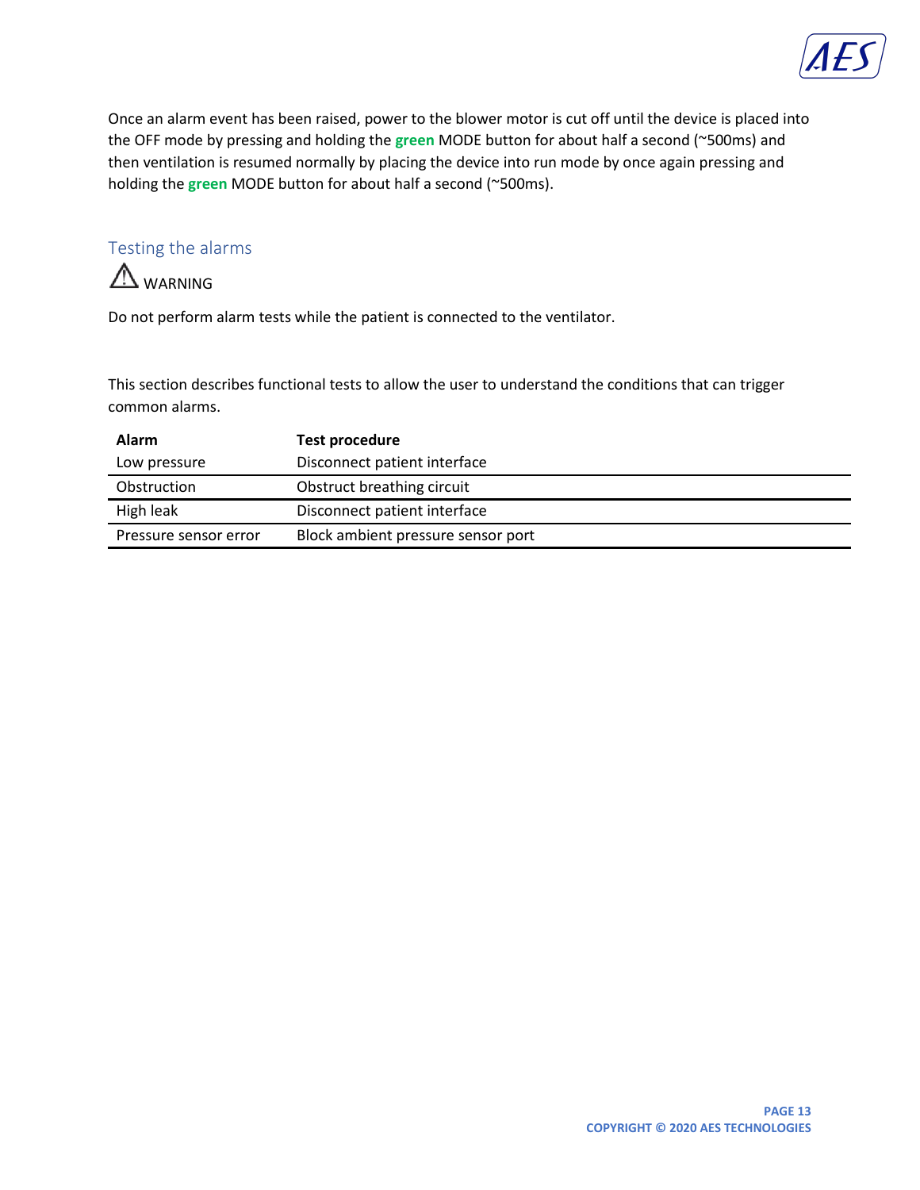Once an alarm event has been raised, power to the blower motor is cut off until the device is placed into the OFF mode by pressing and holding the **green** MODE button for about half a second (~500ms) and then ventilation is resumed normally by placing the device into run mode by once again pressing and holding the **green** MODE button for about half a second (~500ms).

## Testing the alarms

⚠ WARNING

Do not perform alarm tests while the patient is connected to the ventilator.

This section describes functional tests to allow the user to understand the conditions that can trigger common alarms.

| Alarm | Test procedure |
|---|---|
| Low pressure | Disconnect patient interface |
| Obstruction | Obstruct breathing circuit |
| High leak | Disconnect patient interface |
| Pressure sensor error | Block ambient pressure sensor port |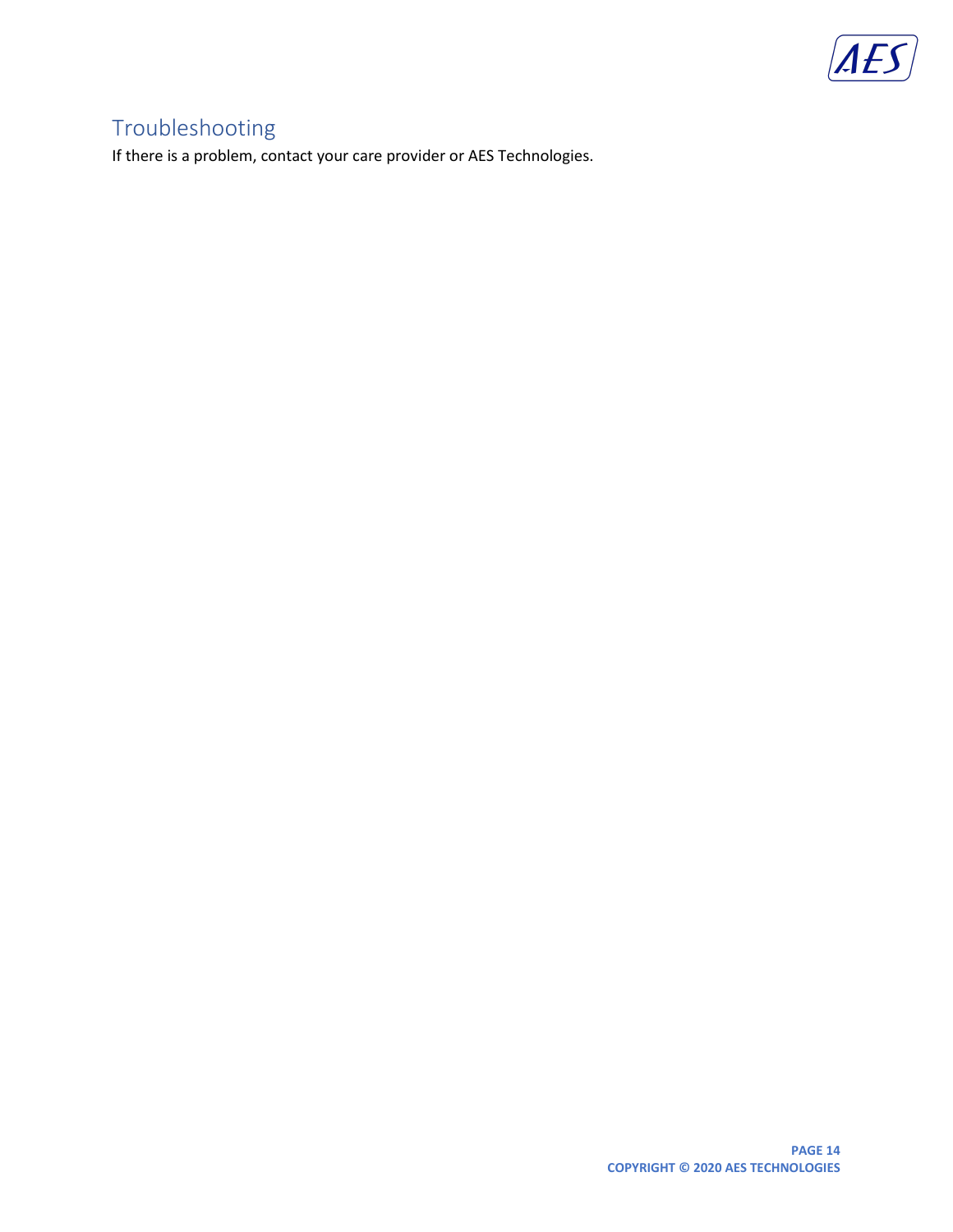## Troubleshooting

If there is a problem, contact your care provider or AES Technologies.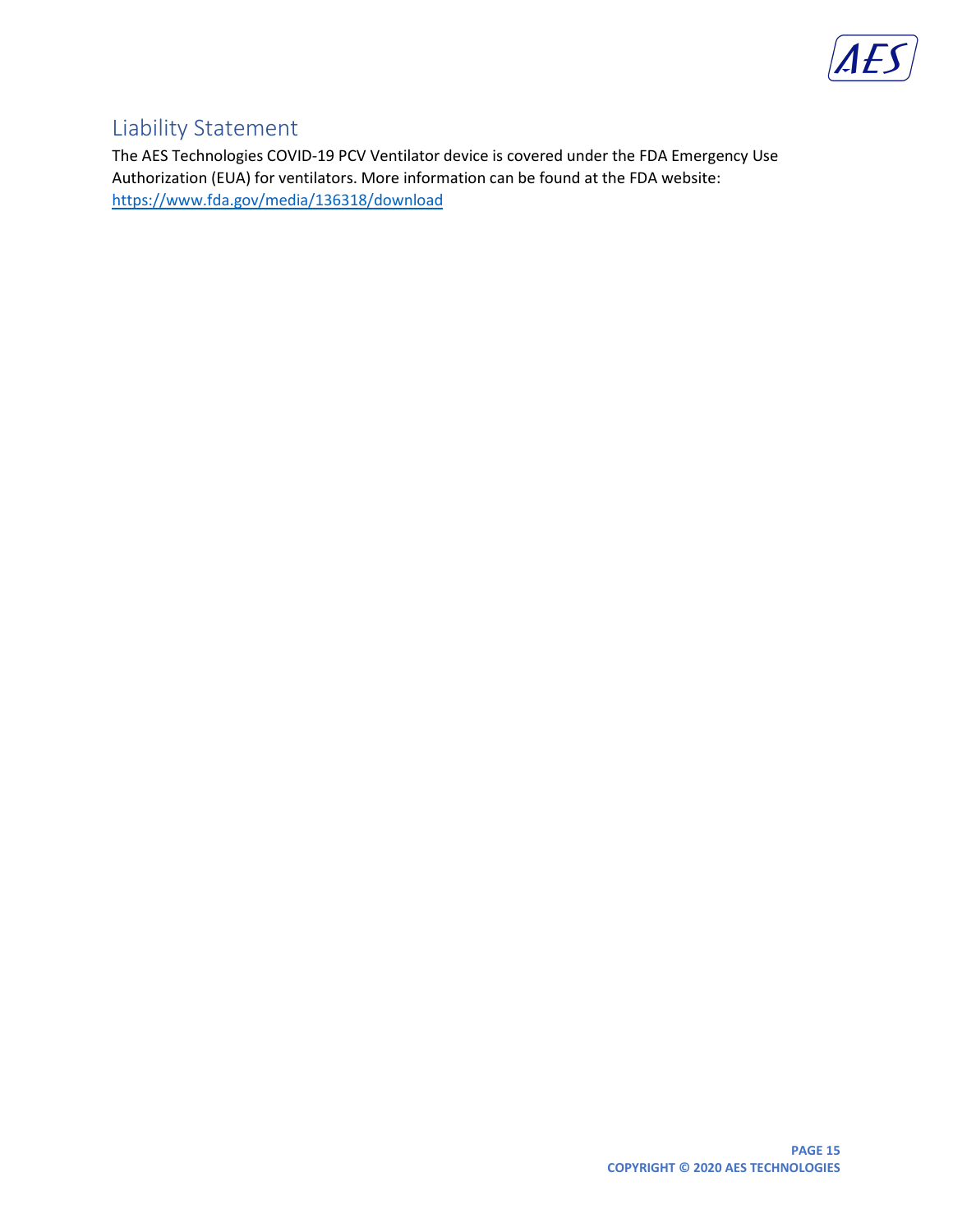## Liability Statement

The AES Technologies COVID-19 PCV Ventilator device is covered under the FDA Emergency Use Authorization (EUA) for ventilators. More information can be found at the FDA website: https://www.fda.gov/media/136318/download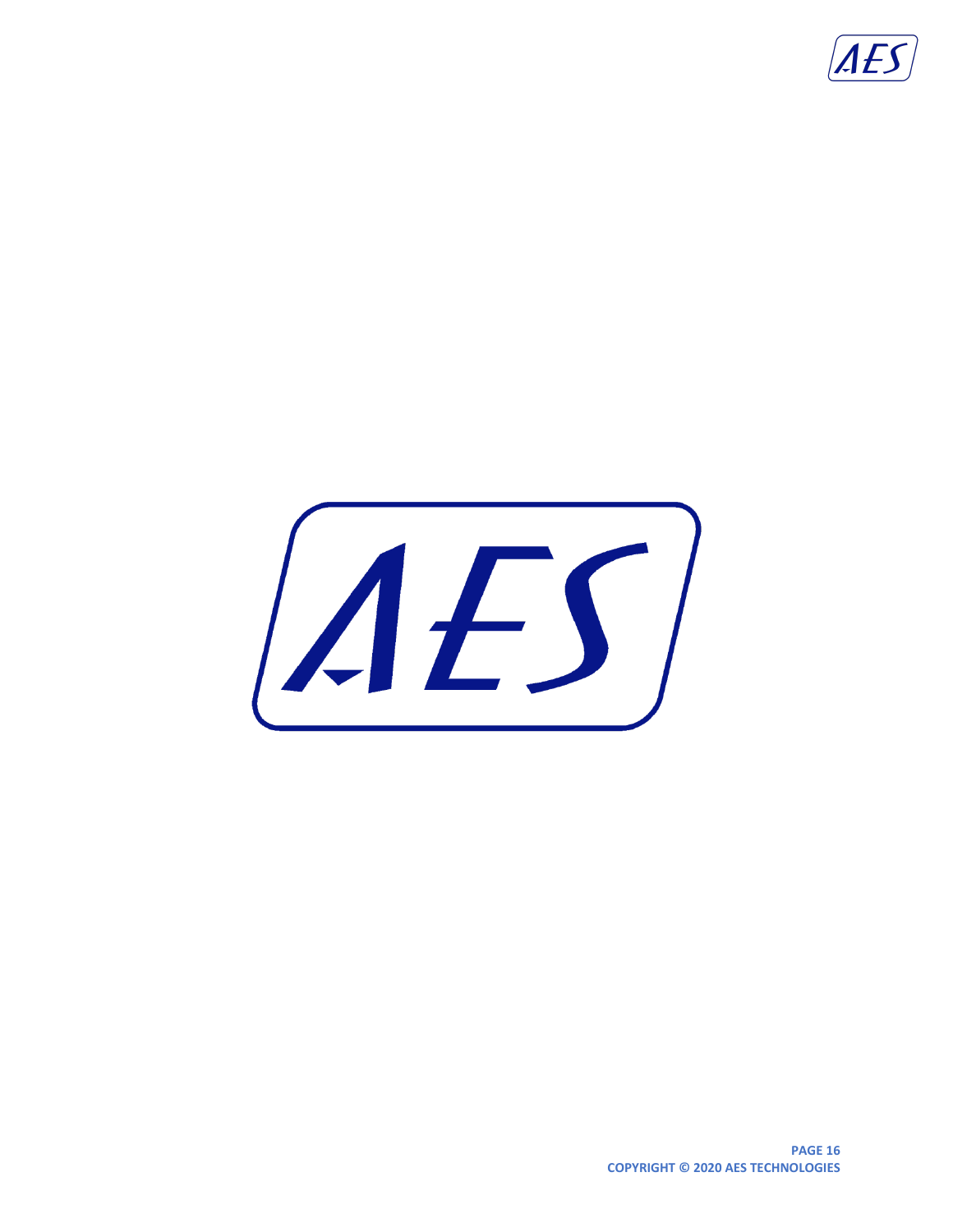AES